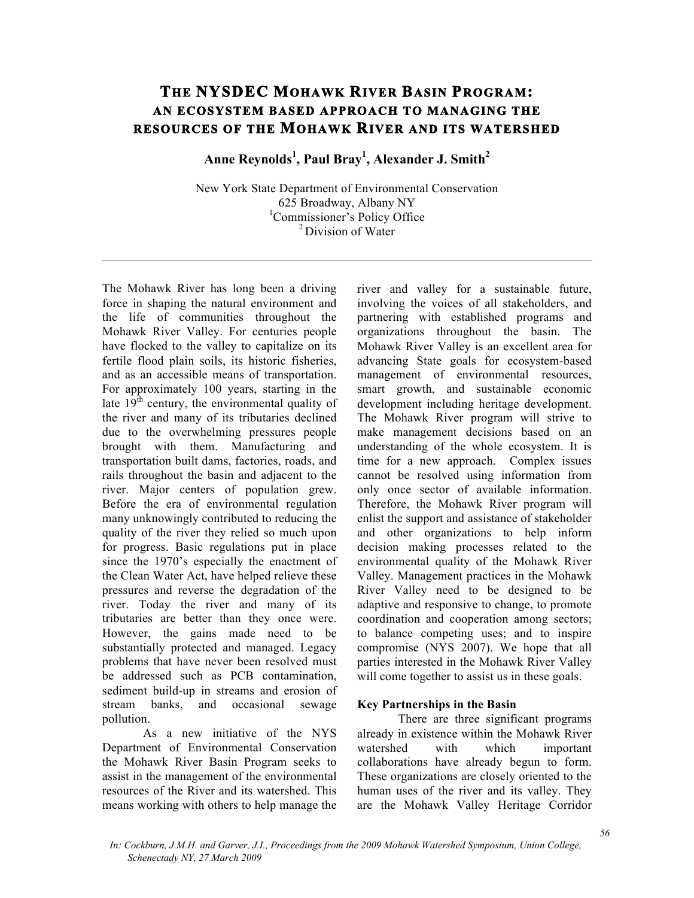# THE NYSDEC MOHAWK RIVER BASIN PROGRAM: AN ECOSYSTEM BASED APPROACH TO MANAGING THE RESOURCES OF THE MOHAWK RIVER AND ITS WATERSHED

**Anne Reynolds[1], Paul Bray[1], Alexander J. Smith[2]**

New York State Department of Environmental Conservation
625 Broadway, Albany NY
[1]Commissioner's Policy Office
[2]Division of Water

---

The Mohawk River has long been a driving force in shaping the natural environment and the life of communities throughout the Mohawk River Valley. For centuries people have flocked to the valley to capitalize on its fertile flood plain soils, its historic fisheries, and as an accessible means of transportation. For approximately 100 years, starting in the late 19th century, the environmental quality of the river and many of its tributaries declined due to the overwhelming pressures people brought with them. Manufacturing and transportation built dams, factories, roads, and rails throughout the basin and adjacent to the river. Major centers of population grew. Before the era of environmental regulation many unknowingly contributed to reducing the quality of the river they relied so much upon for progress. Basic regulations put in place since the 1970's especially the enactment of the Clean Water Act, have helped relieve these pressures and reverse the degradation of the river. Today the river and many of its tributaries are better than they once were. However, the gains made need to be substantially protected and managed. Legacy problems that have never been resolved must be addressed such as PCB contamination, sediment build-up in streams and erosion of stream banks, and occasional sewage pollution.

As a new initiative of the NYS Department of Environmental Conservation the Mohawk River Basin Program seeks to assist in the management of the environmental resources of the River and its watershed. This means working with others to help manage the river and valley for a sustainable future, involving the voices of all stakeholders, and partnering with established programs and organizations throughout the basin. The Mohawk River Valley is an excellent area for advancing State goals for ecosystem-based management of environmental resources, smart growth, and sustainable economic development including heritage development. The Mohawk River program will strive to make management decisions based on an understanding of the whole ecosystem. It is time for a new approach. Complex issues cannot be resolved using information from only once sector of available information. Therefore, the Mohawk River program will enlist the support and assistance of stakeholder and other organizations to help inform decision making processes related to the environmental quality of the Mohawk River Valley. Management practices in the Mohawk River Valley need to be designed to be adaptive and responsive to change, to promote coordination and cooperation among sectors; to balance competing uses; and to inspire compromise (NYS 2007). We hope that all parties interested in the Mohawk River Valley will come together to assist us in these goals.

**Key Partnerships in the Basin**

There are three significant programs already in existence within the Mohawk River watershed with which important collaborations have already begun to form. These organizations are closely oriented to the human uses of the river and its valley. They are the Mohawk Valley Heritage Corridor

*In: Cockburn, J.M.H. and Garver, J.I., Proceedings from the 2009 Mohawk Watershed Symposium, Union College, Schenectady NY, 27 March 2009*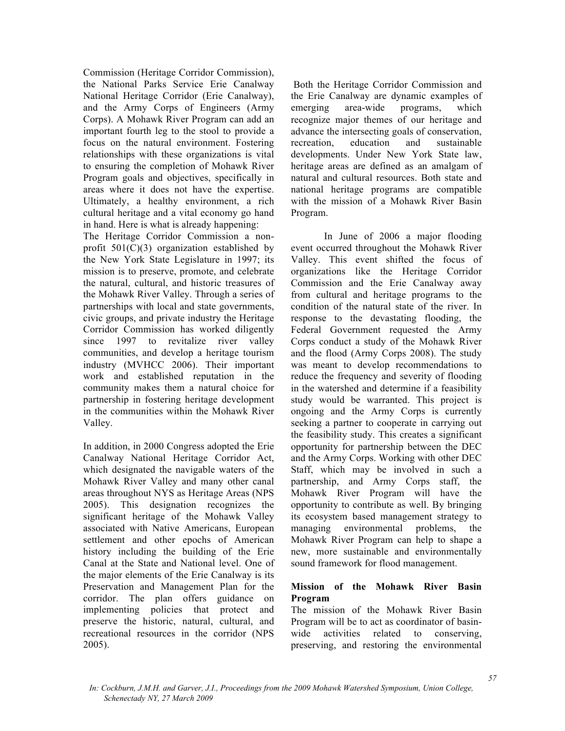Commission (Heritage Corridor Commission), the National Parks Service Erie Canalway National Heritage Corridor (Erie Canalway), and the Army Corps of Engineers (Army Corps). A Mohawk River Program can add an important fourth leg to the stool to provide a focus on the natural environment. Fostering relationships with these organizations is vital to ensuring the completion of Mohawk River Program goals and objectives, specifically in areas where it does not have the expertise. Ultimately, a healthy environment, a rich cultural heritage and a vital economy go hand in hand. Here is what is already happening:

The Heritage Corridor Commission a non-profit 501(C)(3) organization established by the New York State Legislature in 1997; its mission is to preserve, promote, and celebrate the natural, cultural, and historic treasures of the Mohawk River Valley. Through a series of partnerships with local and state governments, civic groups, and private industry the Heritage Corridor Commission has worked diligently since 1997 to revitalize river valley communities, and develop a heritage tourism industry (MVHCC 2006). Their important work and established reputation in the community makes them a natural choice for partnership in fostering heritage development in the communities within the Mohawk River Valley.

In addition, in 2000 Congress adopted the Erie Canalway National Heritage Corridor Act, which designated the navigable waters of the Mohawk River Valley and many other canal areas throughout NYS as Heritage Areas (NPS 2005). This designation recognizes the significant heritage of the Mohawk Valley associated with Native Americans, European settlement and other epochs of American history including the building of the Erie Canal at the State and National level. One of the major elements of the Erie Canalway is its Preservation and Management Plan for the corridor. The plan offers guidance on implementing policies that protect and preserve the historic, natural, cultural, and recreational resources in the corridor (NPS 2005).

Both the Heritage Corridor Commission and the Erie Canalway are dynamic examples of emerging area-wide programs, which recognize major themes of our heritage and advance the intersecting goals of conservation, recreation, education and sustainable developments. Under New York State law, heritage areas are defined as an amalgam of natural and cultural resources. Both state and national heritage programs are compatible with the mission of a Mohawk River Basin Program.

In June of 2006 a major flooding event occurred throughout the Mohawk River Valley. This event shifted the focus of organizations like the Heritage Corridor Commission and the Erie Canalway away from cultural and heritage programs to the condition of the natural state of the river. In response to the devastating flooding, the Federal Government requested the Army Corps conduct a study of the Mohawk River and the flood (Army Corps 2008). The study was meant to develop recommendations to reduce the frequency and severity of flooding in the watershed and determine if a feasibility study would be warranted. This project is ongoing and the Army Corps is currently seeking a partner to cooperate in carrying out the feasibility study. This creates a significant opportunity for partnership between the DEC and the Army Corps. Working with other DEC Staff, which may be involved in such a partnership, and Army Corps staff, the Mohawk River Program will have the opportunity to contribute as well. By bringing its ecosystem based management strategy to managing environmental problems, the Mohawk River Program can help to shape a new, more sustainable and environmentally sound framework for flood management.

**Mission of the Mohawk River Basin Program**

The mission of the Mohawk River Basin Program will be to act as coordinator of basin-wide activities related to conserving, preserving, and restoring the environmental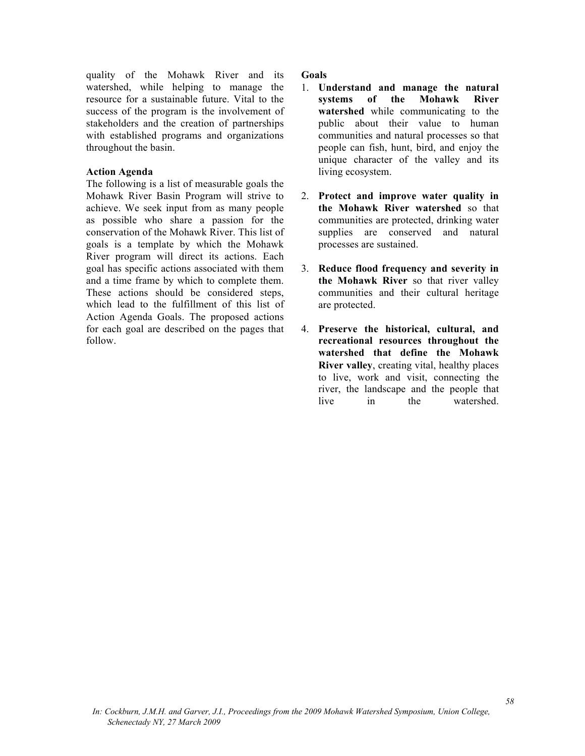quality of the Mohawk River and its watershed, while helping to manage the resource for a sustainable future. Vital to the success of the program is the involvement of stakeholders and the creation of partnerships with established programs and organizations throughout the basin.

**Action Agenda**

The following is a list of measurable goals the Mohawk River Basin Program will strive to achieve. We seek input from as many people as possible who share a passion for the conservation of the Mohawk River. This list of goals is a template by which the Mohawk River program will direct its actions. Each goal has specific actions associated with them and a time frame by which to complete them. These actions should be considered steps, which lead to the fulfillment of this list of Action Agenda Goals. The proposed actions for each goal are described on the pages that follow.

**Goals**

1. **Understand and manage the natural systems of the Mohawk River watershed** while communicating to the public about their value to human communities and natural processes so that people can fish, hunt, bird, and enjoy the unique character of the valley and its living ecosystem.

2. **Protect and improve water quality in the Mohawk River watershed** so that communities are protected, drinking water supplies are conserved and natural processes are sustained.

3. **Reduce flood frequency and severity in the Mohawk River** so that river valley communities and their cultural heritage are protected.

4. **Preserve the historical, cultural, and recreational resources throughout the watershed that define the Mohawk River valley**, creating vital, healthy places to live, work and visit, connecting the river, the landscape and the people that live in the watershed.